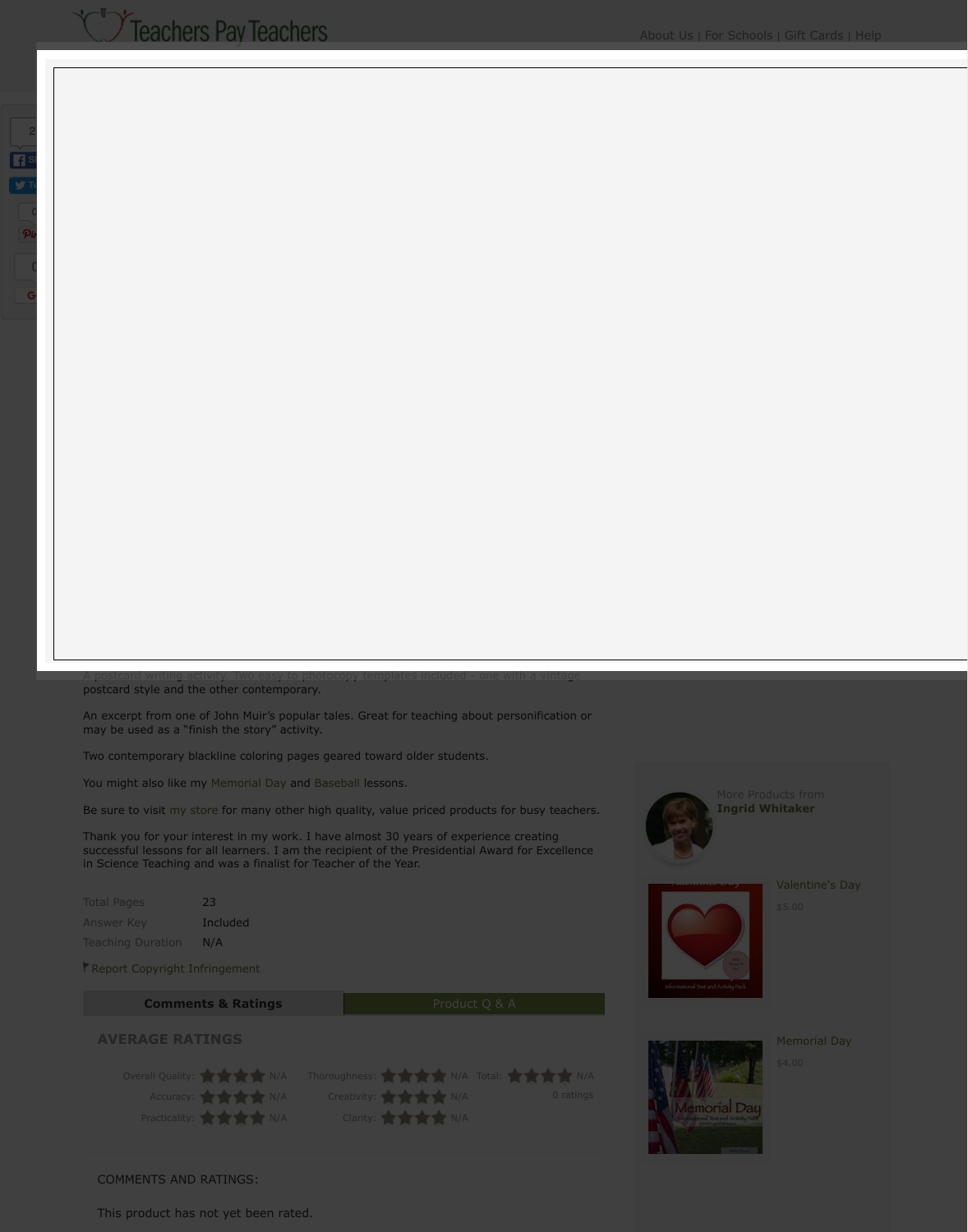A postcard writing activity. Two easy to photocopy templates included – one with a vintage postcard style and the other contemporary.

An excerpt from one of John Muir's popular tales. Great for teaching about personification or may be used as a "finish the story" activity.

Two contemporary blackline coloring pages geared toward older students.

You might also like my Memorial Day and Baseball lessons.

Be sure to visit my store for many other high quality, value priced products for busy teachers.

Thank you for your interest in my work. I have almost 30 years of experience creating successful lessons for all learners. I am the recipient of the Presidential Award for Excellence in Science Teaching and was a finalist for Teacher of the Year.

| | |
|---|---|
| Total Pages | 23 |
| Answer Key | Included |
| Teaching Duration | N/A |

Report Copyright Infringement

**Comments & Ratings** | Product Q & A

## AVERAGE RATINGS

| | | | | | |
|---|---|---|---|---|---|
| Overall Quality: | N/A | Thoroughness: | N/A | Total: | N/A |
| Accuracy: | N/A | Creativity: | N/A | | 0 ratings |
| Practicality: | N/A | Clarity: | N/A | | |

COMMENTS AND RATINGS:

This product has not yet been rated.

More Products from **Ingrid Whitaker**

Valentine's Day
$5.00

Memorial Day
$4.00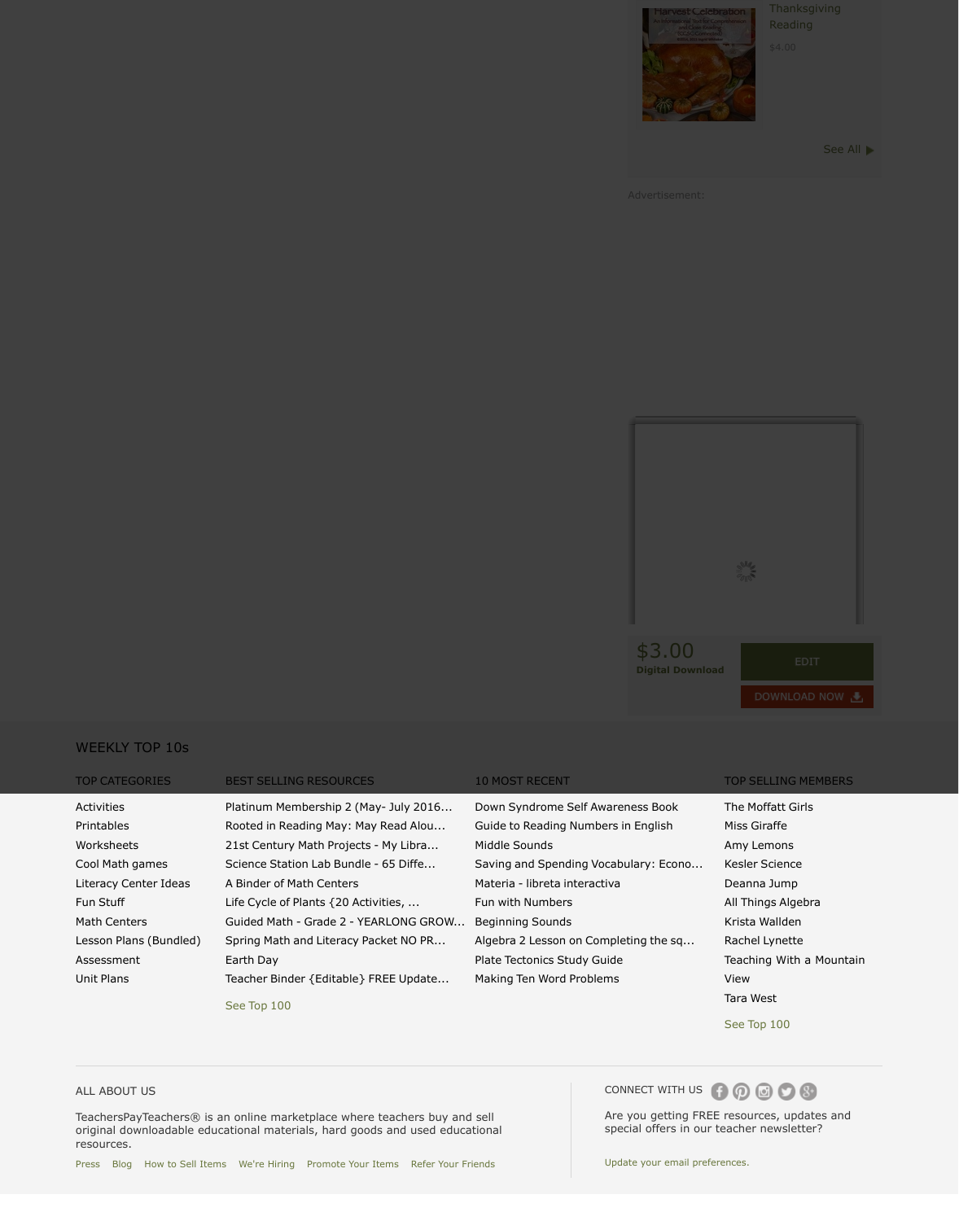Thanksgiving Reading

$4.00

See All ▶

Advertisement:

$3.00
**Digital Download**

EDIT

DOWNLOAD NOW

## WEEKLY TOP 10s

### TOP CATEGORIES

- Activities
- Printables
- Worksheets
- Cool Math games
- Literacy Center Ideas
- Fun Stuff
- Math Centers
- Lesson Plans (Bundled)
- Assessment
- Unit Plans

### BEST SELLING RESOURCES

- Platinum Membership 2 (May- July 2016...
- Rooted in Reading May: May Read Alou...
- 21st Century Math Projects - My Libra...
- Science Station Lab Bundle - 65 Diffe...
- A Binder of Math Centers
- Life Cycle of Plants {20 Activities, ...
- Guided Math - Grade 2 - YEARLONG GROW...
- Spring Math and Literacy Packet NO PR...
- Earth Day
- Teacher Binder {Editable} FREE Update...

See Top 100

### 10 MOST RECENT

- Down Syndrome Self Awareness Book
- Guide to Reading Numbers in English
- Middle Sounds
- Saving and Spending Vocabulary: Econo...
- Materia - libreta interactiva
- Fun with Numbers
- Beginning Sounds
- Algebra 2 Lesson on Completing the sq...
- Plate Tectonics Study Guide
- Making Ten Word Problems

### TOP SELLING MEMBERS

- The Moffatt Girls
- Miss Giraffe
- Amy Lemons
- Kesler Science
- Deanna Jump
- All Things Algebra
- Krista Wallden
- Rachel Lynette
- Teaching With a Mountain View
- Tara West

See Top 100

### ALL ABOUT US

TeachersPayTeachers® is an online marketplace where teachers buy and sell original downloadable educational materials, hard goods and used educational resources.

Press Blog How to Sell Items We're Hiring Promote Your Items Refer Your Friends

### CONNECT WITH US

Are you getting FREE resources, updates and special offers in our teacher newsletter?

Update your email preferences.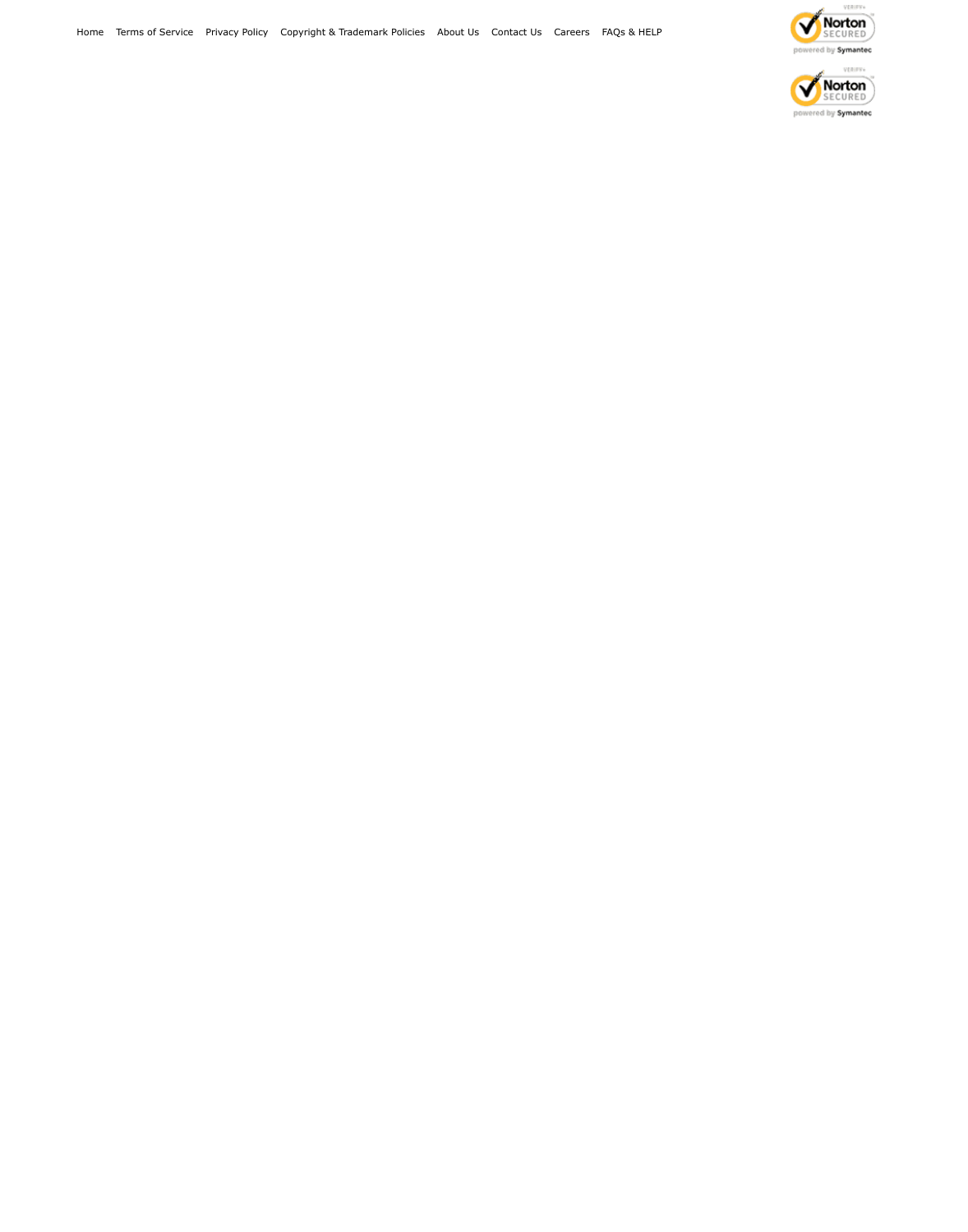Home Terms of Service Privacy Policy Copyright & Trademark Policies About Us Contact Us Careers FAQs & HELP